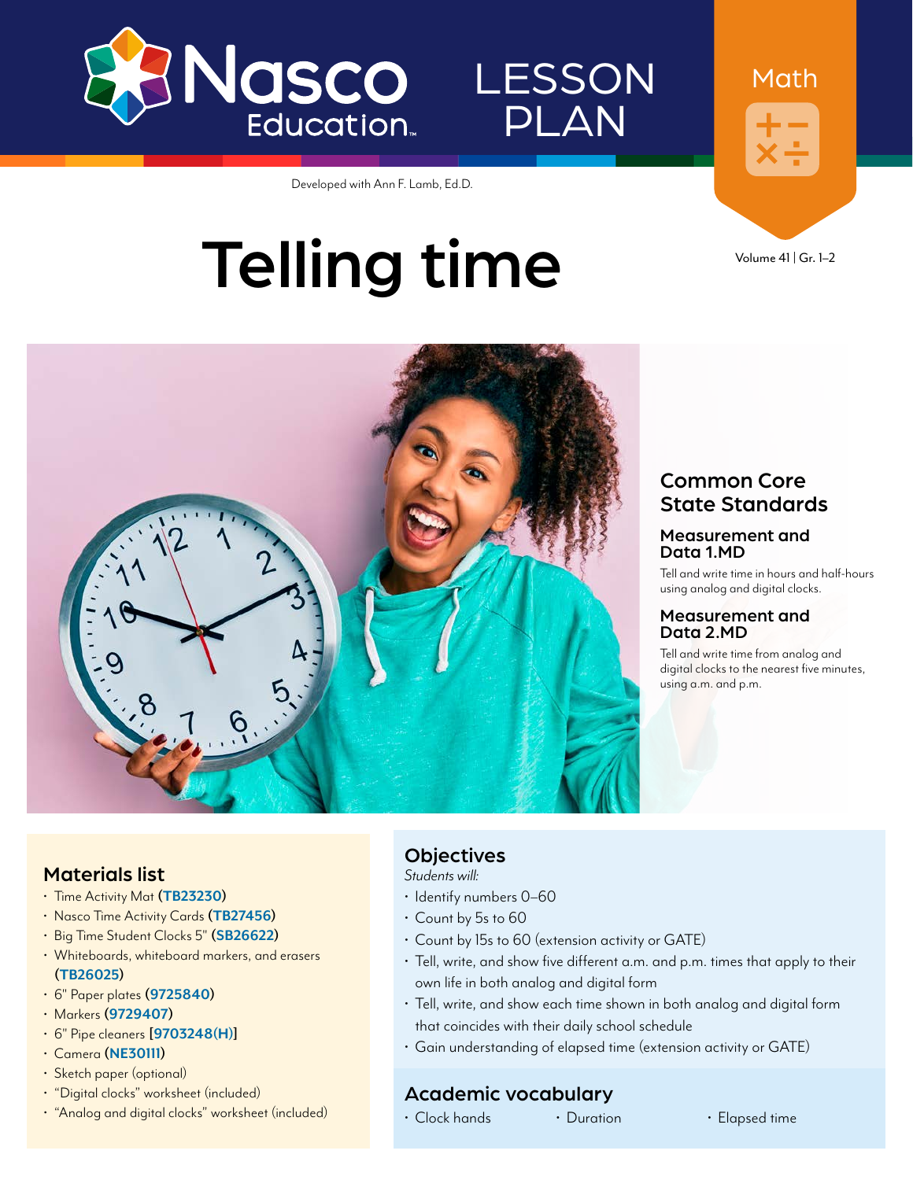Nasco Education

LESSON PLAN

Math

Developed with Ann F. Lamb, Ed.D.

# Telling time

Volume 41 | Gr. 1–2

## Common Core State Standards

### Measurement and Data 1.MD

Tell and write time in hours and half-hours using analog and digital clocks.

### Measurement and Data 2.MD

Tell and write time from analog and digital clocks to the nearest five minutes, using a.m. and p.m.

## Materials list

- Time Activity Mat (**TB23230**)
- Nasco Time Activity Cards (**TB27456**)
- Big Time Student Clocks 5" (**SB26622**)
- Whiteboards, whiteboard markers, and erasers (**TB26025**)
- 6" Paper plates (**9725840**)
- Markers (**9729407**)
- 6" Pipe cleaners [**9703248(H)**]
- Camera (**NE30111**)
- Sketch paper (optional)
- "Digital clocks" worksheet (included)
- "Analog and digital clocks" worksheet (included)

## Objectives

*Students will:*

- Identify numbers 0–60
- Count by 5s to 60
- Count by 15s to 60 (extension activity or GATE)
- Tell, write, and show five different a.m. and p.m. times that apply to their own life in both analog and digital form
- Tell, write, and show each time shown in both analog and digital form that coincides with their daily school schedule
- Gain understanding of elapsed time (extension activity or GATE)

## Academic vocabulary

- Clock hands
- Duration
- Elapsed time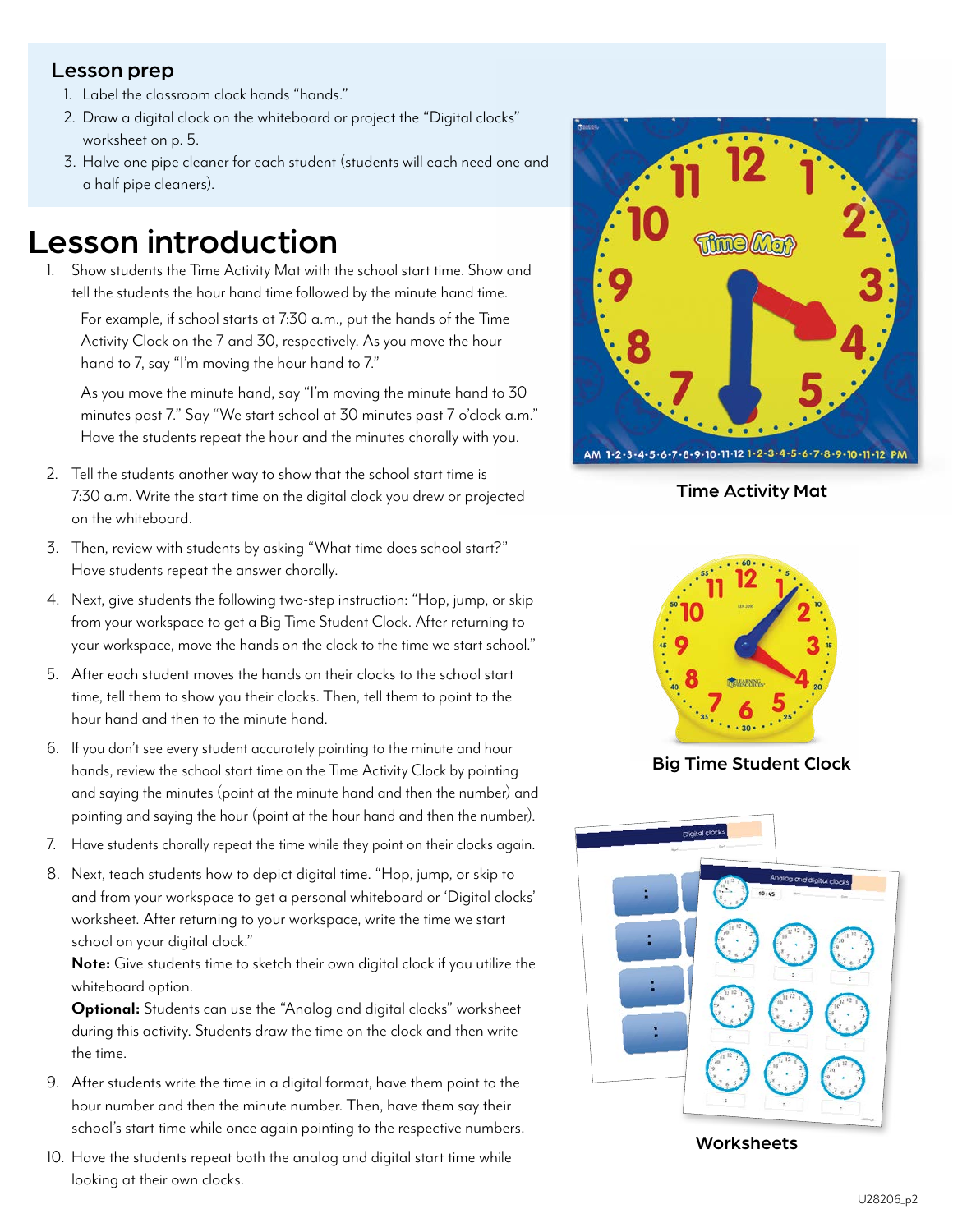## Lesson prep

1. Label the classroom clock hands "hands."
2. Draw a digital clock on the whiteboard or project the "Digital clocks" worksheet on p. 5.
3. Halve one pipe cleaner for each student (students will each need one and a half pipe cleaners).

# Lesson introduction

1. Show students the Time Activity Mat with the school start time. Show and tell the students the hour hand time followed by the minute hand time.

   For example, if school starts at 7:30 a.m., put the hands of the Time Activity Clock on the 7 and 30, respectively. As you move the hour hand to 7, say "I'm moving the hour hand to 7."

   As you move the minute hand, say "I'm moving the minute hand to 30 minutes past 7." Say "We start school at 30 minutes past 7 o'clock a.m." Have the students repeat the hour and the minutes chorally with you.

2. Tell the students another way to show that the school start time is 7:30 a.m. Write the start time on the digital clock you drew or projected on the whiteboard.
3. Then, review with students by asking "What time does school start?" Have students repeat the answer chorally.
4. Next, give students the following two-step instruction: "Hop, jump, or skip from your workspace to get a Big Time Student Clock. After returning to your workspace, move the hands on the clock to the time we start school."
5. After each student moves the hands on their clocks to the school start time, tell them to show you their clocks. Then, tell them to point to the hour hand and then to the minute hand.
6. If you don't see every student accurately pointing to the minute and hour hands, review the school start time on the Time Activity Clock by pointing and saying the minutes (point at the minute hand and then the number) and pointing and saying the hour (point at the hour hand and then the number).
7. Have students chorally repeat the time while they point on their clocks again.
8. Next, teach students how to depict digital time. "Hop, jump, or skip to and from your workspace to get a personal whiteboard or 'Digital clocks' worksheet. After returning to your workspace, write the time we start school on your digital clock."

   **Note:** Give students time to sketch their own digital clock if you utilize the whiteboard option.

   **Optional:** Students can use the "Analog and digital clocks" worksheet during this activity. Students draw the time on the clock and then write the time.

9. After students write the time in a digital format, have them point to the hour number and then the minute number. Then, have them say their school's start time while once again pointing to the respective numbers.
10. Have the students repeat both the analog and digital start time while looking at their own clocks.

Time Activity Mat

Big Time Student Clock

Worksheets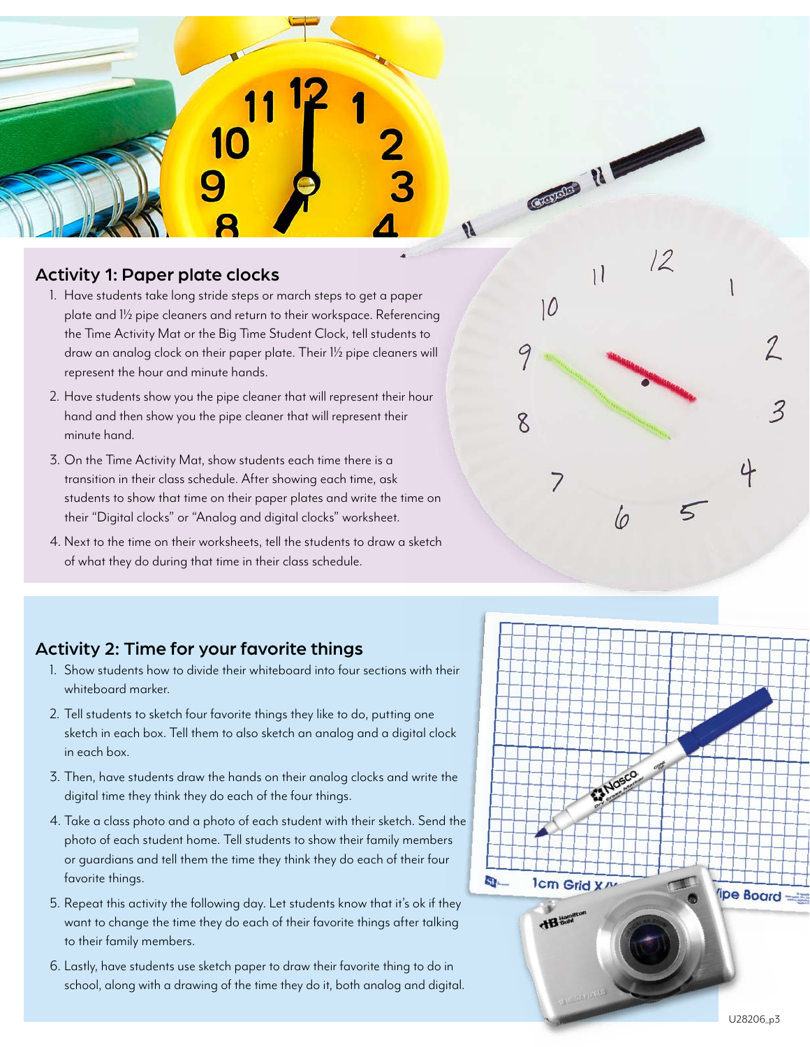## Activity 1: Paper plate clocks

1. Have students take long stride steps or march steps to get a paper plate and 1½ pipe cleaners and return to their workspace. Referencing the Time Activity Mat or the Big Time Student Clock, tell students to draw an analog clock on their paper plate. Their 1½ pipe cleaners will represent the hour and minute hands.
2. Have students show you the pipe cleaner that will represent their hour hand and then show you the pipe cleaner that will represent their minute hand.
3. On the Time Activity Mat, show students each time there is a transition in their class schedule. After showing each time, ask students to show that time on their paper plates and write the time on their "Digital clocks" or "Analog and digital clocks" worksheet.
4. Next to the time on their worksheets, tell the students to draw a sketch of what they do during that time in their class schedule.

## Activity 2: Time for your favorite things

1. Show students how to divide their whiteboard into four sections with their whiteboard marker.
2. Tell students to sketch four favorite things they like to do, putting one sketch in each box. Tell them to also sketch an analog and a digital clock in each box.
3. Then, have students draw the hands on their analog clocks and write the digital time they think they do each of the four things.
4. Take a class photo and a photo of each student with their sketch. Send the photo of each student home. Tell students to show their family members or guardians and tell them the time they think they do each of their four favorite things.
5. Repeat this activity the following day. Let students know that it's ok if they want to change the time they do each of their favorite things after talking to their family members.
6. Lastly, have students use sketch paper to draw their favorite thing to do in school, along with a drawing of the time they do it, both analog and digital.

U28206_p3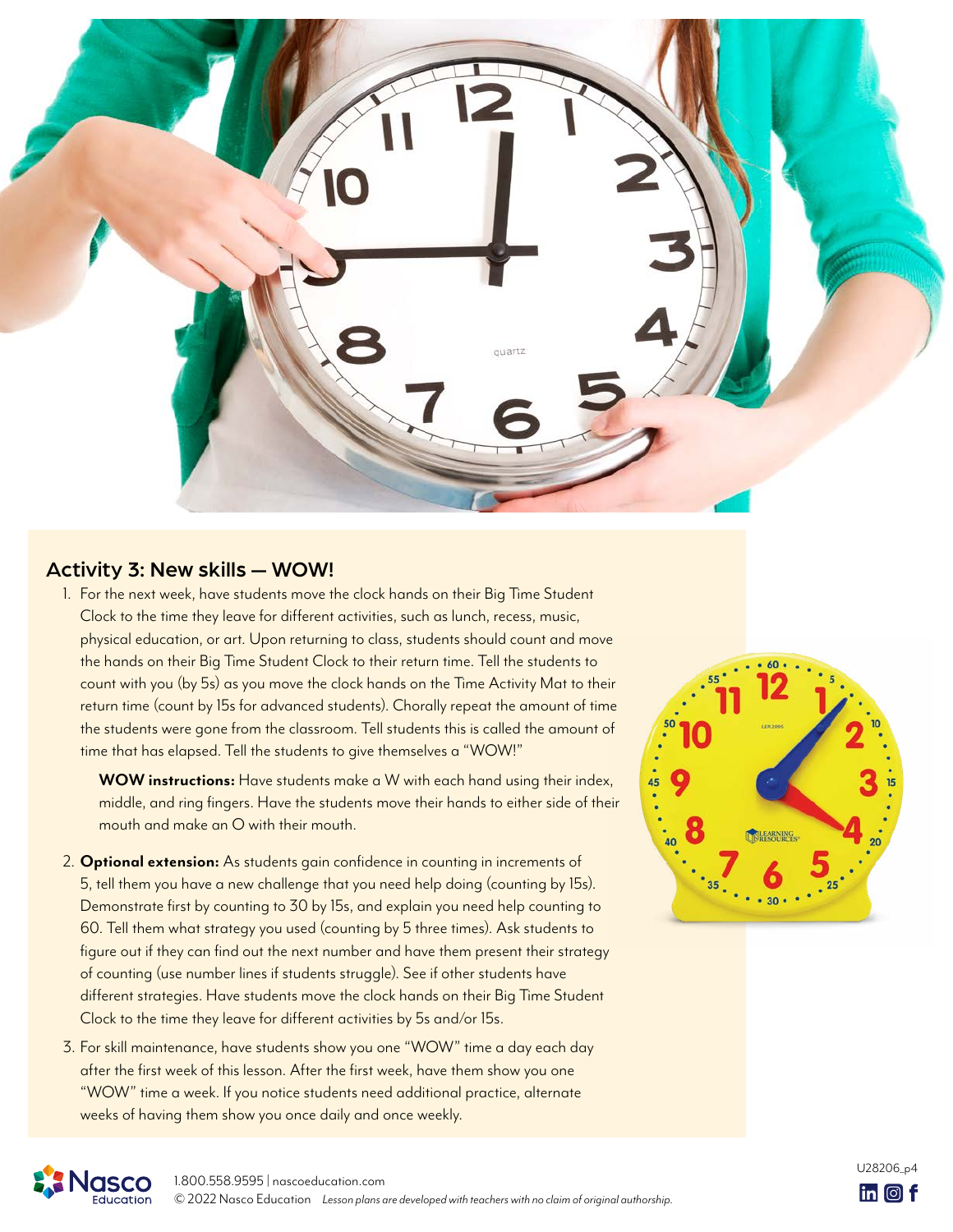## Activity 3: New skills — WOW!

1. For the next week, have students move the clock hands on their Big Time Student Clock to the time they leave for different activities, such as lunch, recess, music, physical education, or art. Upon returning to class, students should count and move the hands on their Big Time Student Clock to their return time. Tell the students to count with you (by 5s) as you move the clock hands on the Time Activity Mat to their return time (count by 15s for advanced students). Chorally repeat the amount of time the students were gone from the classroom. Tell students this is called the amount of time that has elapsed. Tell the students to give themselves a "WOW!"

   **WOW instructions:** Have students make a W with each hand using their index, middle, and ring fingers. Have the students move their hands to either side of their mouth and make an O with their mouth.

2. **Optional extension:** As students gain confidence in counting in increments of 5, tell them you have a new challenge that you need help doing (counting by 15s). Demonstrate first by counting to 30 by 15s, and explain you need help counting to 60. Tell them what strategy you used (counting by 5 three times). Ask students to figure out if they can find out the next number and have them present their strategy of counting (use number lines if students struggle). See if other students have different strategies. Have students move the clock hands on their Big Time Student Clock to the time they leave for different activities by 5s and/or 15s.

3. For skill maintenance, have students show you one "WOW" time a day each day after the first week of this lesson. After the first week, have them show you one "WOW" time a week. If you notice students need additional practice, alternate weeks of having them show you once daily and once weekly.

1.800.558.9595 | nascoeducation.com
© 2022 Nasco Education *Lesson plans are developed with teachers with no claim of original authorship.*

U28206_p4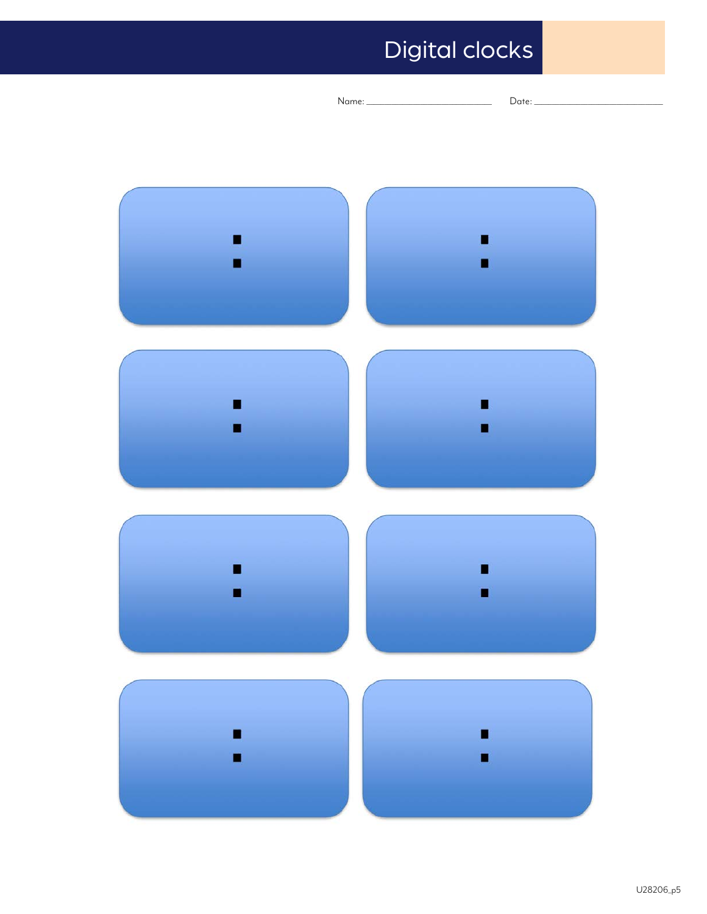# Digital clocks

Name: ____________________ Date: ____________________

| : | : |
|---|---|
| : | : |
| : | : |
| : | : |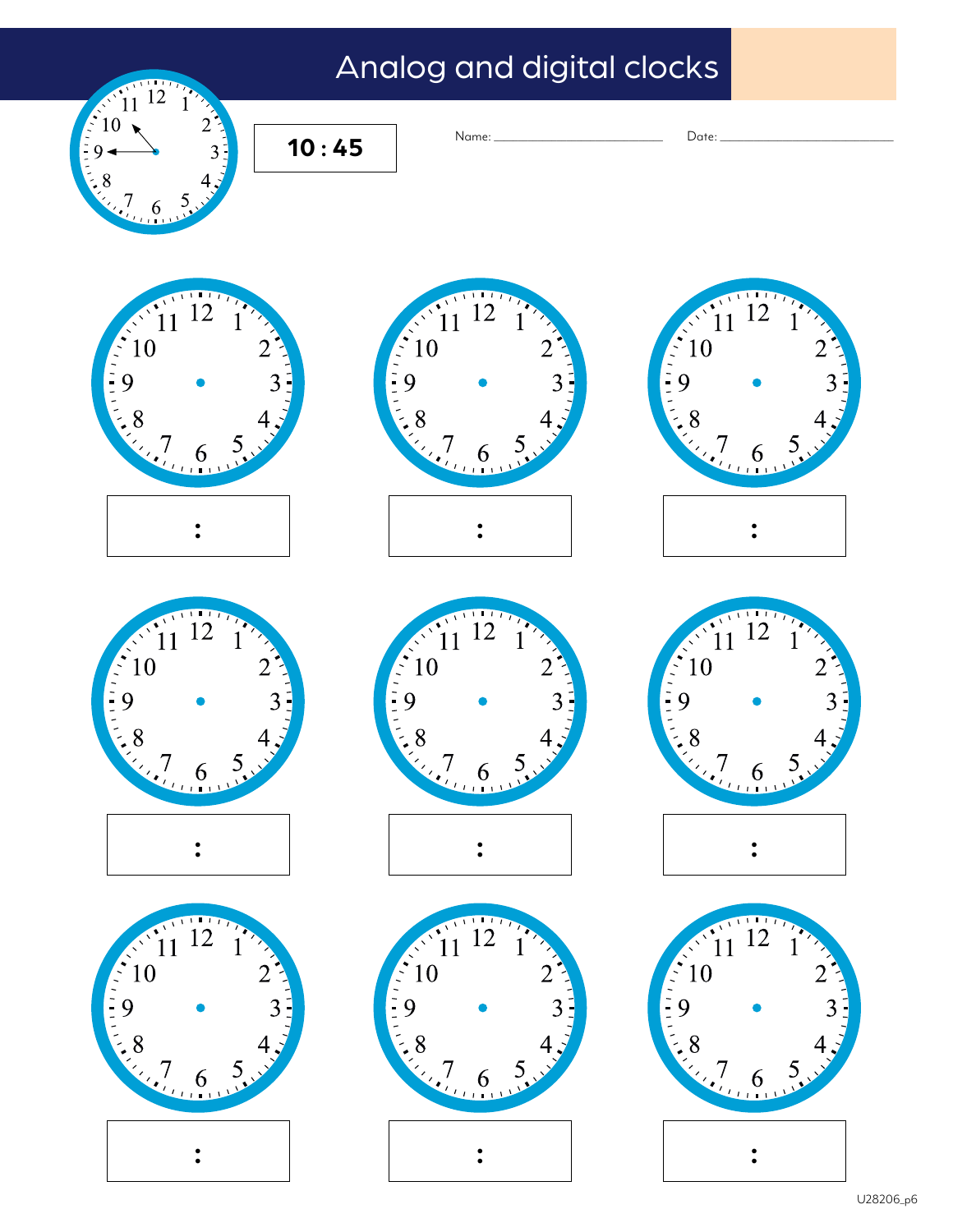# Analog and digital clocks

Name: ______________________ Date: ______________________

10 : 45

:

:

:

:

:

:

:

:

:

U28206_p6